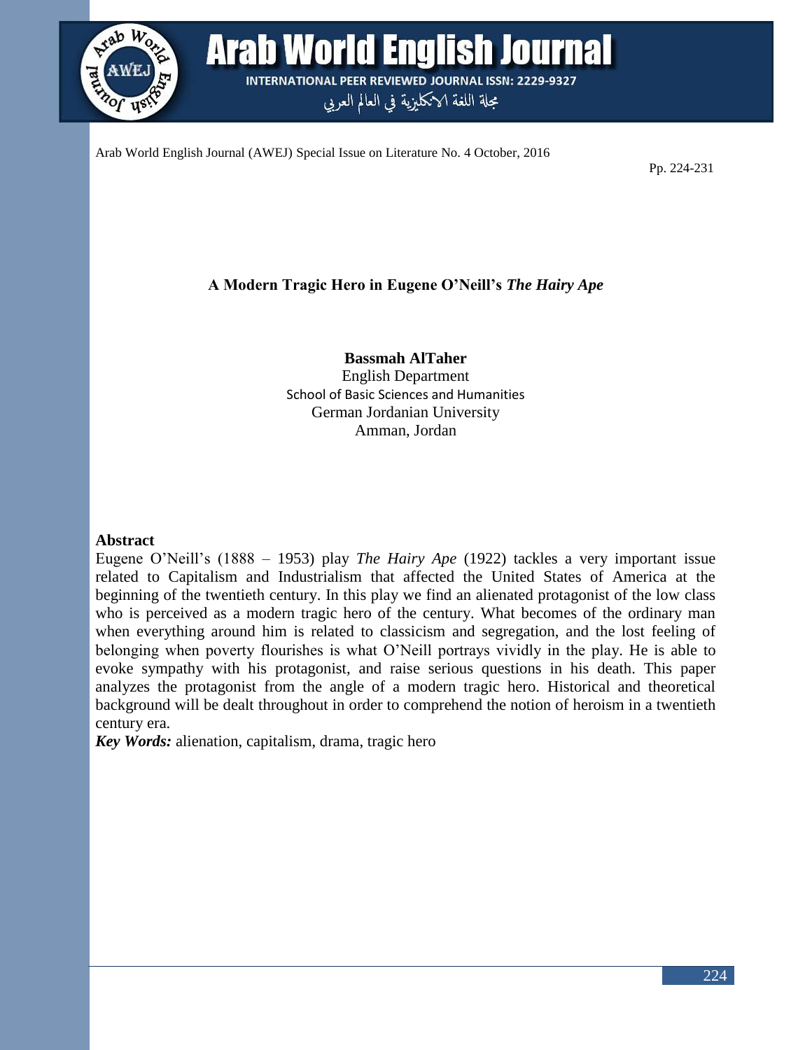# A Modern Tragic Hero in Eugene O'Neill's *The Hairy Ape*

**Bassmah AlTaher**
English Department
School of Basic Sciences and Humanities
German Jordanian University
Amman, Jordan

## Abstract

Eugene O'Neill's (1888 – 1953) play *The Hairy Ape* (1922) tackles a very important issue related to Capitalism and Industrialism that affected the United States of America at the beginning of the twentieth century. In this play we find an alienated protagonist of the low class who is perceived as a modern tragic hero of the century. What becomes of the ordinary man when everything around him is related to classicism and segregation, and the lost feeling of belonging when poverty flourishes is what O'Neill portrays vividly in the play. He is able to evoke sympathy with his protagonist, and raise serious questions in his death. This paper analyzes the protagonist from the angle of a modern tragic hero. Historical and theoretical background will be dealt throughout in order to comprehend the notion of heroism in a twentieth century era.

***Key Words:*** alienation, capitalism, drama, tragic hero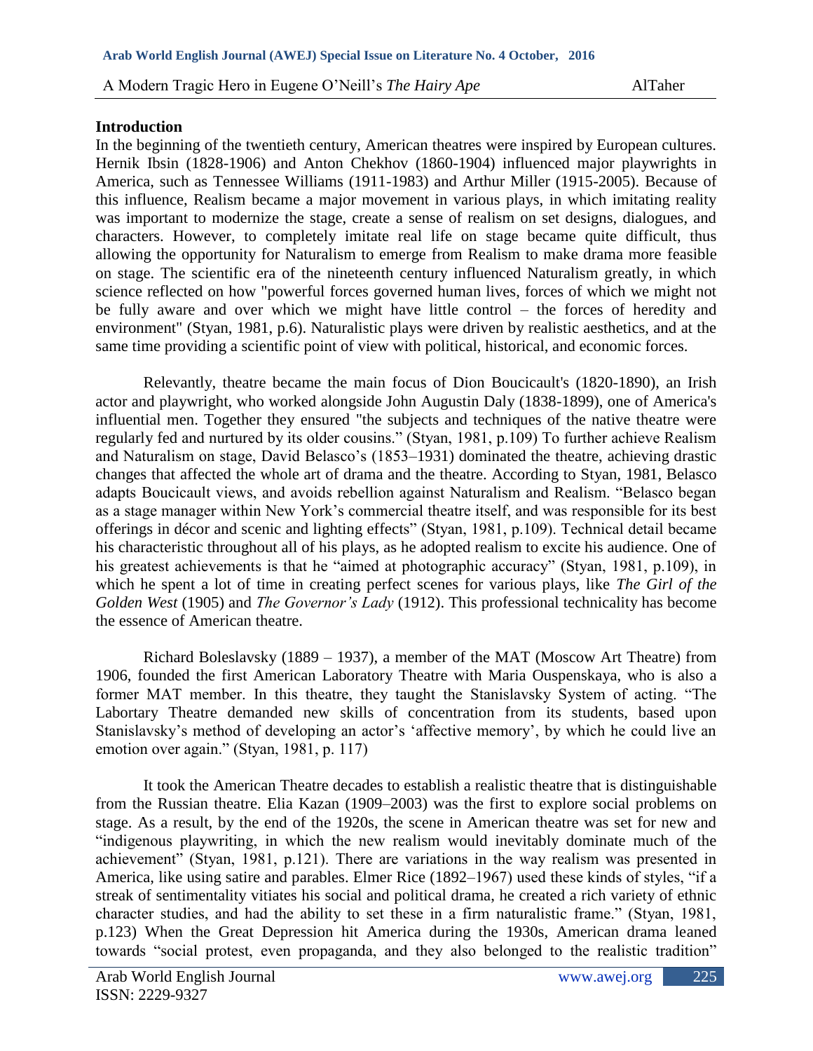## Introduction

In the beginning of the twentieth century, American theatres were inspired by European cultures. Hernik Ibsin (1828-1906) and Anton Chekhov (1860-1904) influenced major playwrights in America, such as Tennessee Williams (1911-1983) and Arthur Miller (1915-2005). Because of this influence, Realism became a major movement in various plays, in which imitating reality was important to modernize the stage, create a sense of realism on set designs, dialogues, and characters. However, to completely imitate real life on stage became quite difficult, thus allowing the opportunity for Naturalism to emerge from Realism to make drama more feasible on stage. The scientific era of the nineteenth century influenced Naturalism greatly, in which science reflected on how "powerful forces governed human lives, forces of which we might not be fully aware and over which we might have little control – the forces of heredity and environment" (Styan, 1981, p.6). Naturalistic plays were driven by realistic aesthetics, and at the same time providing a scientific point of view with political, historical, and economic forces.

Relevantly, theatre became the main focus of Dion Boucicault's (1820-1890), an Irish actor and playwright, who worked alongside John Augustin Daly (1838-1899), one of America's influential men. Together they ensured "the subjects and techniques of the native theatre were regularly fed and nurtured by its older cousins." (Styan, 1981, p.109) To further achieve Realism and Naturalism on stage, David Belasco's (1853–1931) dominated the theatre, achieving drastic changes that affected the whole art of drama and the theatre. According to Styan, 1981, Belasco adapts Boucicault views, and avoids rebellion against Naturalism and Realism. "Belasco began as a stage manager within New York's commercial theatre itself, and was responsible for its best offerings in décor and scenic and lighting effects" (Styan, 1981, p.109). Technical detail became his characteristic throughout all of his plays, as he adopted realism to excite his audience. One of his greatest achievements is that he "aimed at photographic accuracy" (Styan, 1981, p.109), in which he spent a lot of time in creating perfect scenes for various plays, like *The Girl of the Golden West* (1905) and *The Governor's Lady* (1912). This professional technicality has become the essence of American theatre.

Richard Boleslavsky (1889 – 1937), a member of the MAT (Moscow Art Theatre) from 1906, founded the first American Laboratory Theatre with Maria Ouspenskaya, who is also a former MAT member. In this theatre, they taught the Stanislavsky System of acting. "The Labortary Theatre demanded new skills of concentration from its students, based upon Stanislavsky's method of developing an actor's 'affective memory', by which he could live an emotion over again." (Styan, 1981, p. 117)

It took the American Theatre decades to establish a realistic theatre that is distinguishable from the Russian theatre. Elia Kazan (1909–2003) was the first to explore social problems on stage. As a result, by the end of the 1920s, the scene in American theatre was set for new and "indigenous playwriting, in which the new realism would inevitably dominate much of the achievement" (Styan, 1981, p.121). There are variations in the way realism was presented in America, like using satire and parables. Elmer Rice (1892–1967) used these kinds of styles, "if a streak of sentimentality vitiates his social and political drama, he created a rich variety of ethnic character studies, and had the ability to set these in a firm naturalistic frame." (Styan, 1981, p.123) When the Great Depression hit America during the 1930s, American drama leaned towards "social protest, even propaganda, and they also belonged to the realistic tradition"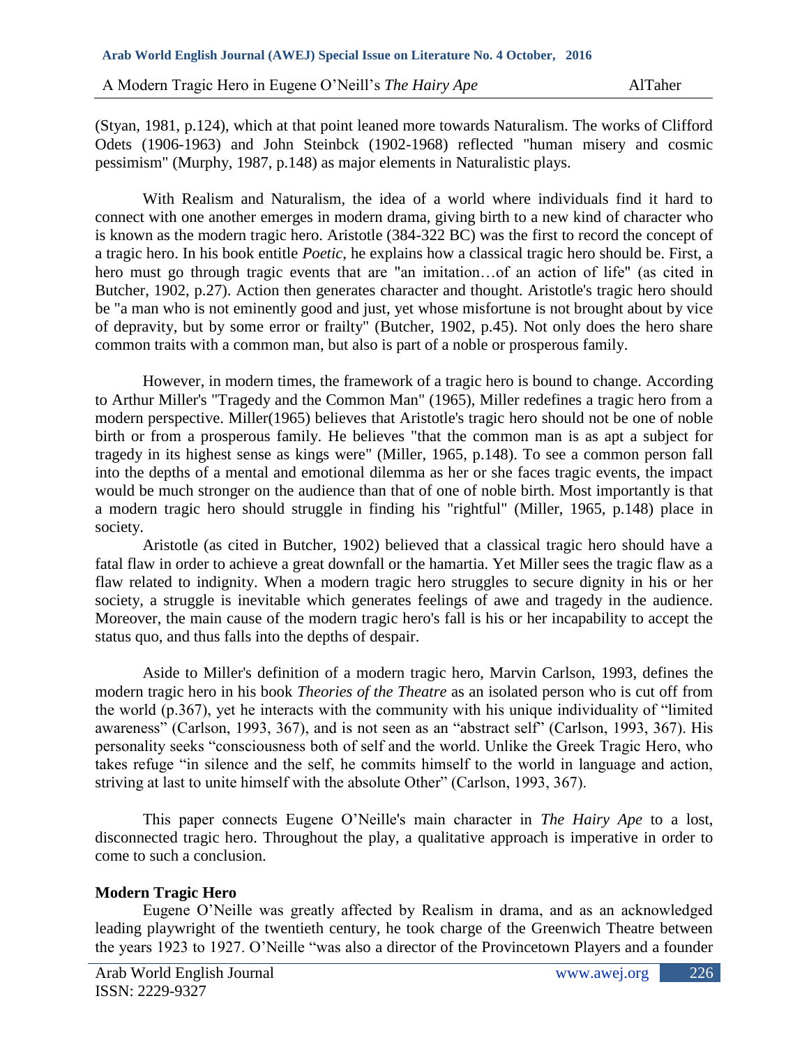(Styan, 1981, p.124), which at that point leaned more towards Naturalism. The works of Clifford Odets (1906-1963) and John Steinbck (1902-1968) reflected "human misery and cosmic pessimism" (Murphy, 1987, p.148) as major elements in Naturalistic plays.

With Realism and Naturalism, the idea of a world where individuals find it hard to connect with one another emerges in modern drama, giving birth to a new kind of character who is known as the modern tragic hero. Aristotle (384-322 BC) was the first to record the concept of a tragic hero. In his book entitle *Poetic*, he explains how a classical tragic hero should be. First, a hero must go through tragic events that are "an imitation…of an action of life" (as cited in Butcher, 1902, p.27). Action then generates character and thought. Aristotle's tragic hero should be "a man who is not eminently good and just, yet whose misfortune is not brought about by vice of depravity, but by some error or frailty" (Butcher, 1902, p.45). Not only does the hero share common traits with a common man, but also is part of a noble or prosperous family.

However, in modern times, the framework of a tragic hero is bound to change. According to Arthur Miller's "Tragedy and the Common Man" (1965), Miller redefines a tragic hero from a modern perspective. Miller(1965) believes that Aristotle's tragic hero should not be one of noble birth or from a prosperous family. He believes "that the common man is as apt a subject for tragedy in its highest sense as kings were" (Miller, 1965, p.148). To see a common person fall into the depths of a mental and emotional dilemma as her or she faces tragic events, the impact would be much stronger on the audience than that of one of noble birth. Most importantly is that a modern tragic hero should struggle in finding his "rightful" (Miller, 1965, p.148) place in society.

Aristotle (as cited in Butcher, 1902) believed that a classical tragic hero should have a fatal flaw in order to achieve a great downfall or the hamartia. Yet Miller sees the tragic flaw as a flaw related to indignity. When a modern tragic hero struggles to secure dignity in his or her society, a struggle is inevitable which generates feelings of awe and tragedy in the audience. Moreover, the main cause of the modern tragic hero's fall is his or her incapability to accept the status quo, and thus falls into the depths of despair.

Aside to Miller's definition of a modern tragic hero, Marvin Carlson, 1993, defines the modern tragic hero in his book *Theories of the Theatre* as an isolated person who is cut off from the world (p.367), yet he interacts with the community with his unique individuality of "limited awareness" (Carlson, 1993, 367), and is not seen as an "abstract self" (Carlson, 1993, 367). His personality seeks "consciousness both of self and the world. Unlike the Greek Tragic Hero, who takes refuge "in silence and the self, he commits himself to the world in language and action, striving at last to unite himself with the absolute Other" (Carlson, 1993, 367).

This paper connects Eugene O'Neille's main character in *The Hairy Ape* to a lost, disconnected tragic hero. Throughout the play, a qualitative approach is imperative in order to come to such a conclusion.

## Modern Tragic Hero

Eugene O'Neille was greatly affected by Realism in drama, and as an acknowledged leading playwright of the twentieth century, he took charge of the Greenwich Theatre between the years 1923 to 1927. O'Neille "was also a director of the Provincetown Players and a founder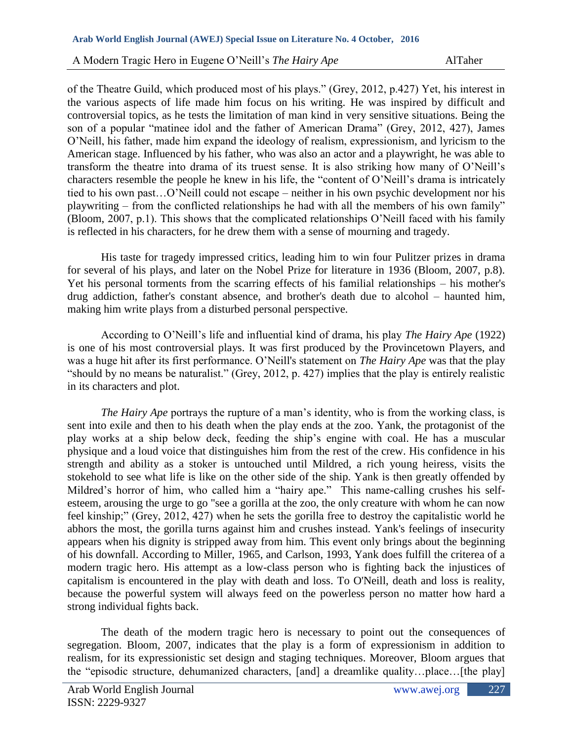of the Theatre Guild, which produced most of his plays." (Grey, 2012, p.427) Yet, his interest in the various aspects of life made him focus on his writing. He was inspired by difficult and controversial topics, as he tests the limitation of man kind in very sensitive situations. Being the son of a popular "matinee idol and the father of American Drama" (Grey, 2012, 427), James O'Neill, his father, made him expand the ideology of realism, expressionism, and lyricism to the American stage. Influenced by his father, who was also an actor and a playwright, he was able to transform the theatre into drama of its truest sense. It is also striking how many of O'Neill's characters resemble the people he knew in his life, the "content of O'Neill's drama is intricately tied to his own past…O'Neill could not escape – neither in his own psychic development nor his playwriting – from the conflicted relationships he had with all the members of his own family" (Bloom, 2007, p.1). This shows that the complicated relationships O'Neill faced with his family is reflected in his characters, for he drew them with a sense of mourning and tragedy.

His taste for tragedy impressed critics, leading him to win four Pulitzer prizes in drama for several of his plays, and later on the Nobel Prize for literature in 1936 (Bloom, 2007, p.8). Yet his personal torments from the scarring effects of his familial relationships – his mother's drug addiction, father's constant absence, and brother's death due to alcohol – haunted him, making him write plays from a disturbed personal perspective.

According to O'Neill's life and influential kind of drama, his play *The Hairy Ape* (1922) is one of his most controversial plays. It was first produced by the Provincetown Players, and was a huge hit after its first performance. O'Neill's statement on *The Hairy Ape* was that the play "should by no means be naturalist." (Grey, 2012, p. 427) implies that the play is entirely realistic in its characters and plot.

*The Hairy Ape* portrays the rupture of a man's identity, who is from the working class, is sent into exile and then to his death when the play ends at the zoo. Yank, the protagonist of the play works at a ship below deck, feeding the ship's engine with coal. He has a muscular physique and a loud voice that distinguishes him from the rest of the crew. His confidence in his strength and ability as a stoker is untouched until Mildred, a rich young heiress, visits the stokehold to see what life is like on the other side of the ship. Yank is then greatly offended by Mildred's horror of him, who called him a "hairy ape." This name-calling crushes his self-esteem, arousing the urge to go "see a gorilla at the zoo, the only creature with whom he can now feel kinship;" (Grey, 2012, 427) when he sets the gorilla free to destroy the capitalistic world he abhors the most, the gorilla turns against him and crushes instead. Yank's feelings of insecurity appears when his dignity is stripped away from him. This event only brings about the beginning of his downfall. According to Miller, 1965, and Carlson, 1993, Yank does fulfill the criterea of a modern tragic hero. His attempt as a low-class person who is fighting back the injustices of capitalism is encountered in the play with death and loss. To O'Neill, death and loss is reality, because the powerful system will always feed on the powerless person no matter how hard a strong individual fights back.

The death of the modern tragic hero is necessary to point out the consequences of segregation. Bloom, 2007, indicates that the play is a form of expressionism in addition to realism, for its expressionistic set design and staging techniques. Moreover, Bloom argues that the "episodic structure, dehumanized characters, [and] a dreamlike quality…place…[the play]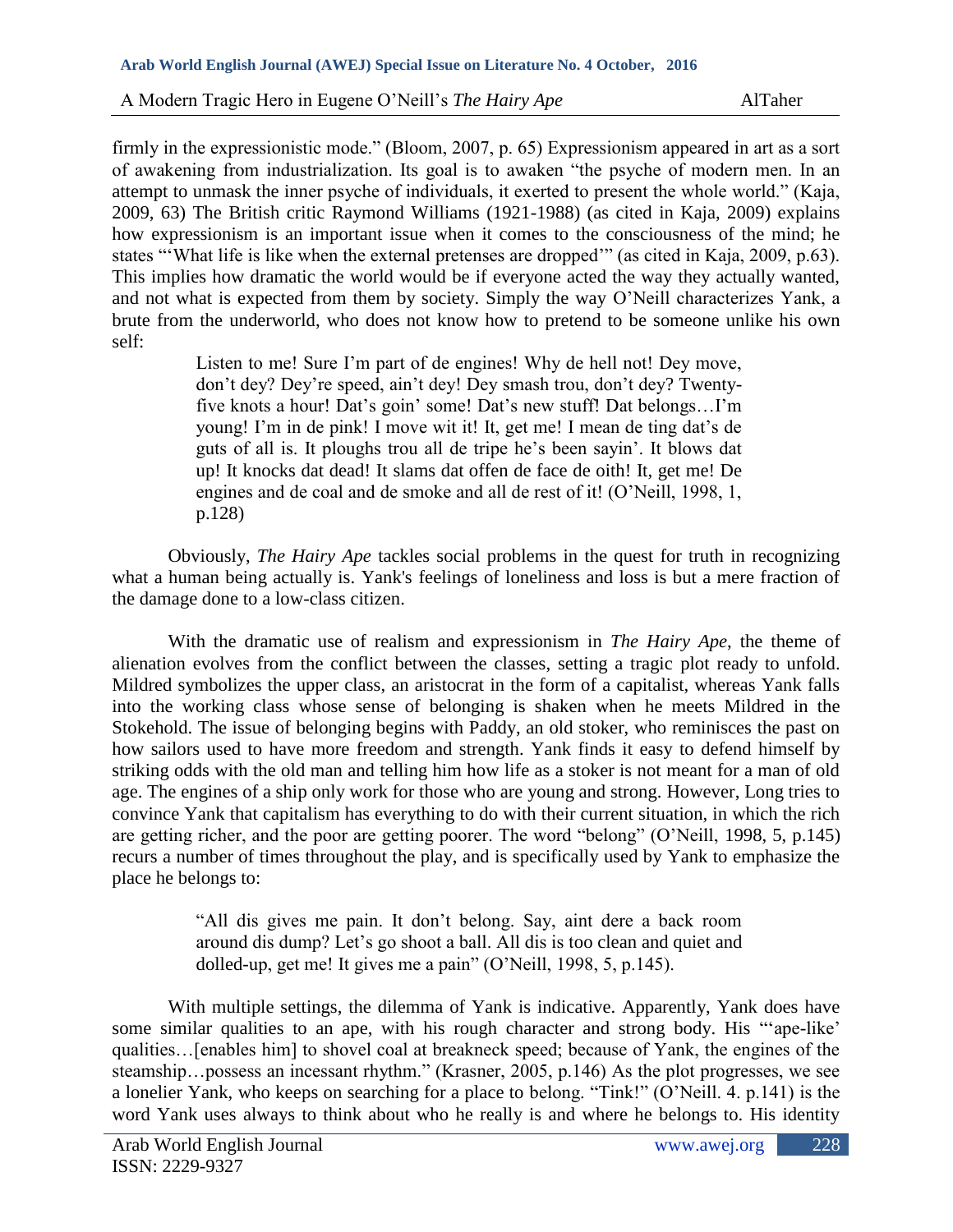firmly in the expressionistic mode." (Bloom, 2007, p. 65) Expressionism appeared in art as a sort of awakening from industrialization. Its goal is to awaken "the psyche of modern men. In an attempt to unmask the inner psyche of individuals, it exerted to present the whole world." (Kaja, 2009, 63) The British critic Raymond Williams (1921-1988) (as cited in Kaja, 2009) explains how expressionism is an important issue when it comes to the consciousness of the mind; he states "'What life is like when the external pretenses are dropped'" (as cited in Kaja, 2009, p.63). This implies how dramatic the world would be if everyone acted the way they actually wanted, and not what is expected from them by society. Simply the way O'Neill characterizes Yank, a brute from the underworld, who does not know how to pretend to be someone unlike his own self:

> Listen to me! Sure I'm part of de engines! Why de hell not! Dey move, don't dey? Dey're speed, ain't dey! Dey smash trou, don't dey? Twenty-five knots a hour! Dat's goin' some! Dat's new stuff! Dat belongs…I'm young! I'm in de pink! I move wit it! It, get me! I mean de ting dat's de guts of all is. It ploughs trou all de tripe he's been sayin'. It blows dat up! It knocks dat dead! It slams dat offen de face de oith! It, get me! De engines and de coal and de smoke and all de rest of it! (O'Neill, 1998, 1, p.128)

Obviously, *The Hairy Ape* tackles social problems in the quest for truth in recognizing what a human being actually is. Yank's feelings of loneliness and loss is but a mere fraction of the damage done to a low-class citizen.

With the dramatic use of realism and expressionism in *The Hairy Ape*, the theme of alienation evolves from the conflict between the classes, setting a tragic plot ready to unfold. Mildred symbolizes the upper class, an aristocrat in the form of a capitalist, whereas Yank falls into the working class whose sense of belonging is shaken when he meets Mildred in the Stokehold. The issue of belonging begins with Paddy, an old stoker, who reminisces the past on how sailors used to have more freedom and strength. Yank finds it easy to defend himself by striking odds with the old man and telling him how life as a stoker is not meant for a man of old age. The engines of a ship only work for those who are young and strong. However, Long tries to convince Yank that capitalism has everything to do with their current situation, in which the rich are getting richer, and the poor are getting poorer. The word "belong" (O'Neill, 1998, 5, p.145) recurs a number of times throughout the play, and is specifically used by Yank to emphasize the place he belongs to:

> "All dis gives me pain. It don't belong. Say, aint dere a back room around dis dump? Let's go shoot a ball. All dis is too clean and quiet and dolled-up, get me! It gives me a pain" (O'Neill, 1998, 5, p.145).

With multiple settings, the dilemma of Yank is indicative. Apparently, Yank does have some similar qualities to an ape, with his rough character and strong body. His "'ape-like' qualities…[enables him] to shovel coal at breakneck speed; because of Yank, the engines of the steamship…possess an incessant rhythm." (Krasner, 2005, p.146) As the plot progresses, we see a lonelier Yank, who keeps on searching for a place to belong. "Tink!" (O'Neill. 4. p.141) is the word Yank uses always to think about who he really is and where he belongs to. His identity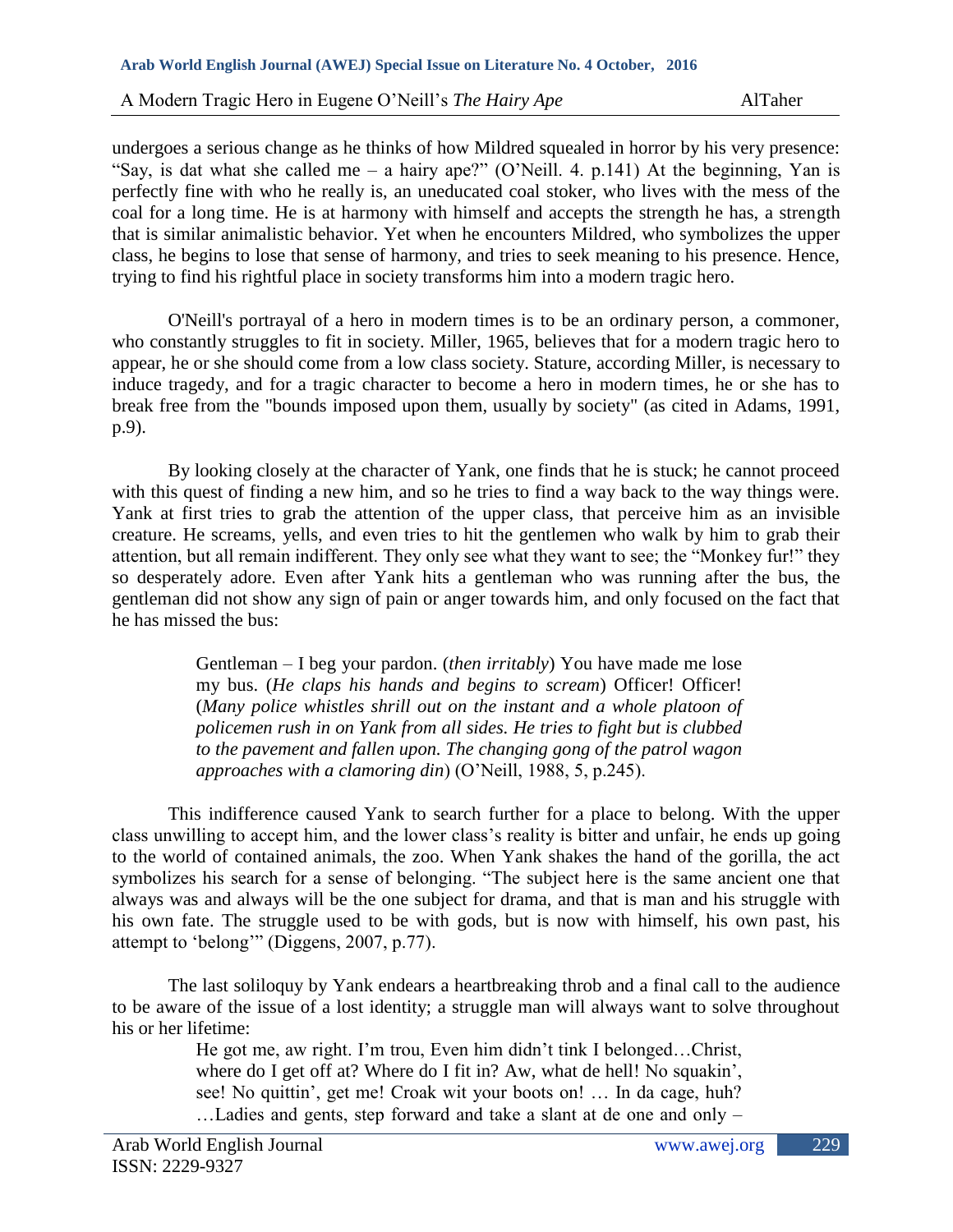undergoes a serious change as he thinks of how Mildred squealed in horror by his very presence: "Say, is dat what she called me – a hairy ape?" (O'Neill. 4. p.141) At the beginning, Yan is perfectly fine with who he really is, an uneducated coal stoker, who lives with the mess of the coal for a long time. He is at harmony with himself and accepts the strength he has, a strength that is similar animalistic behavior. Yet when he encounters Mildred, who symbolizes the upper class, he begins to lose that sense of harmony, and tries to seek meaning to his presence. Hence, trying to find his rightful place in society transforms him into a modern tragic hero.

O'Neill's portrayal of a hero in modern times is to be an ordinary person, a commoner, who constantly struggles to fit in society. Miller, 1965, believes that for a modern tragic hero to appear, he or she should come from a low class society. Stature, according Miller, is necessary to induce tragedy, and for a tragic character to become a hero in modern times, he or she has to break free from the "bounds imposed upon them, usually by society" (as cited in Adams, 1991, p.9).

By looking closely at the character of Yank, one finds that he is stuck; he cannot proceed with this quest of finding a new him, and so he tries to find a way back to the way things were. Yank at first tries to grab the attention of the upper class, that perceive him as an invisible creature. He screams, yells, and even tries to hit the gentlemen who walk by him to grab their attention, but all remain indifferent. They only see what they want to see; the "Monkey fur!" they so desperately adore. Even after Yank hits a gentleman who was running after the bus, the gentleman did not show any sign of pain or anger towards him, and only focused on the fact that he has missed the bus:

> Gentleman – I beg your pardon. (*then irritably*) You have made me lose my bus. (*He claps his hands and begins to scream*) Officer! Officer! (*Many police whistles shrill out on the instant and a whole platoon of policemen rush in on Yank from all sides. He tries to fight but is clubbed to the pavement and fallen upon. The changing gong of the patrol wagon approaches with a clamoring din*) (O'Neill, 1988, 5, p.245).

This indifference caused Yank to search further for a place to belong. With the upper class unwilling to accept him, and the lower class's reality is bitter and unfair, he ends up going to the world of contained animals, the zoo. When Yank shakes the hand of the gorilla, the act symbolizes his search for a sense of belonging. "The subject here is the same ancient one that always was and always will be the one subject for drama, and that is man and his struggle with his own fate. The struggle used to be with gods, but is now with himself, his own past, his attempt to 'belong'" (Diggens, 2007, p.77).

The last soliloquy by Yank endears a heartbreaking throb and a final call to the audience to be aware of the issue of a lost identity; a struggle man will always want to solve throughout his or her lifetime:

> He got me, aw right. I'm trou, Even him didn't tink I belonged…Christ, where do I get off at? Where do I fit in? Aw, what de hell! No squakin', see! No quittin', get me! Croak wit your boots on! … In da cage, huh? …Ladies and gents, step forward and take a slant at de one and only –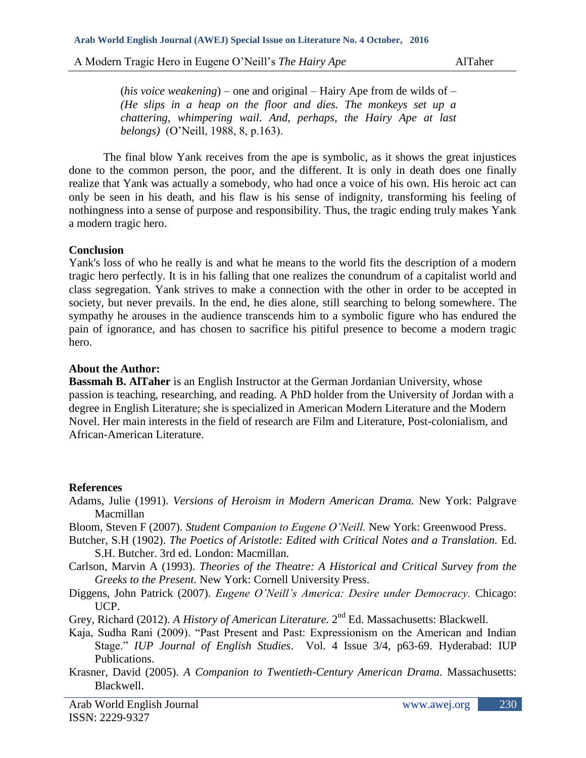> (*his voice weakening*) – one and original – Hairy Ape from de wilds of – *(He slips in a heap on the floor and dies. The monkeys set up a chattering, whimpering wail. And, perhaps, the Hairy Ape at last belongs)* (O'Neill, 1988, 8, p.163).

The final blow Yank receives from the ape is symbolic, as it shows the great injustices done to the common person, the poor, and the different. It is only in death does one finally realize that Yank was actually a somebody, who had once a voice of his own. His heroic act can only be seen in his death, and his flaw is his sense of indignity, transforming his feeling of nothingness into a sense of purpose and responsibility. Thus, the tragic ending truly makes Yank a modern tragic hero.

## Conclusion

Yank's loss of who he really is and what he means to the world fits the description of a modern tragic hero perfectly. It is in his falling that one realizes the conundrum of a capitalist world and class segregation. Yank strives to make a connection with the other in order to be accepted in society, but never prevails. In the end, he dies alone, still searching to belong somewhere. The sympathy he arouses in the audience transcends him to a symbolic figure who has endured the pain of ignorance, and has chosen to sacrifice his pitiful presence to become a modern tragic hero.

## About the Author:

**Bassmah B. AlTaher** is an English Instructor at the German Jordanian University, whose passion is teaching, researching, and reading. A PhD holder from the University of Jordan with a degree in English Literature; she is specialized in American Modern Literature and the Modern Novel. Her main interests in the field of research are Film and Literature, Post-colonialism, and African-American Literature.

## References

Adams, Julie (1991). *Versions of Heroism in Modern American Drama.* New York: Palgrave Macmillan

Bloom, Steven F (2007). *Student Companion to Eugene O'Neill.* New York: Greenwood Press.

Butcher, S.H (1902). *The Poetics of Aristotle: Edited with Critical Notes and a Translation.* Ed. S.H. Butcher. 3rd ed. London: Macmillan.

Carlson, Marvin A (1993). *Theories of the Theatre: A Historical and Critical Survey from the Greeks to the Present.* New York: Cornell University Press.

Diggens, John Patrick (2007). *Eugene O'Neill's America: Desire under Democracy.* Chicago: UCP.

Grey, Richard (2012). *A History of American Literature.* 2nd Ed. Massachusetts: Blackwell.

Kaja, Sudha Rani (2009). "Past Present and Past: Expressionism on the American and Indian Stage." *IUP Journal of English Studies*. Vol. 4 Issue 3/4, p63-69. Hyderabad: IUP Publications.

Krasner, David (2005). *A Companion to Twentieth-Century American Drama.* Massachusetts: Blackwell.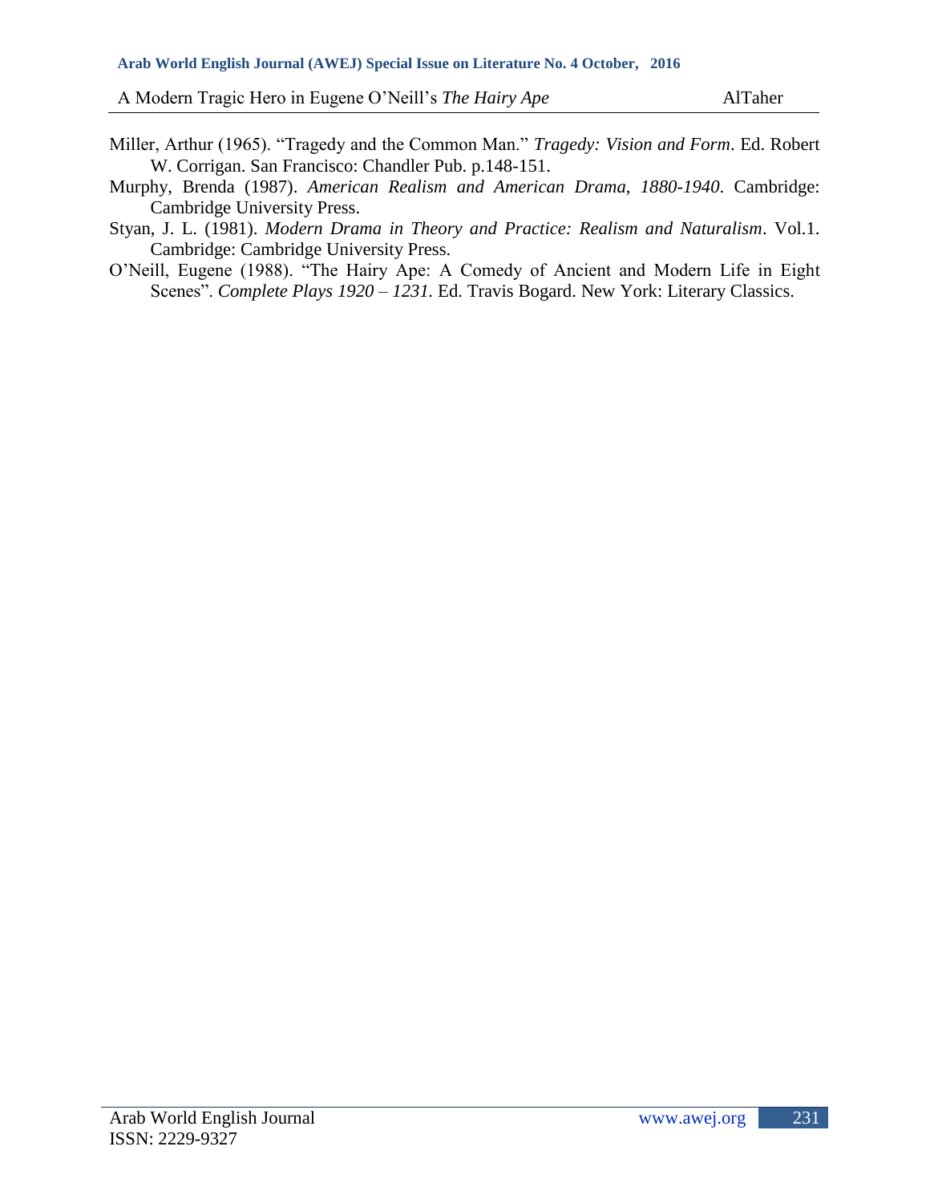Miller, Arthur (1965). "Tragedy and the Common Man." *Tragedy: Vision and Form*. Ed. Robert W. Corrigan. San Francisco: Chandler Pub. p.148-151.

Murphy, Brenda (1987). *American Realism and American Drama, 1880-1940*. Cambridge: Cambridge University Press.

Styan, J. L. (1981). *Modern Drama in Theory and Practice: Realism and Naturalism*. Vol.1. Cambridge: Cambridge University Press.

O'Neill, Eugene (1988). "The Hairy Ape: A Comedy of Ancient and Modern Life in Eight Scenes". *Complete Plays 1920 – 1231*. Ed. Travis Bogard. New York: Literary Classics.